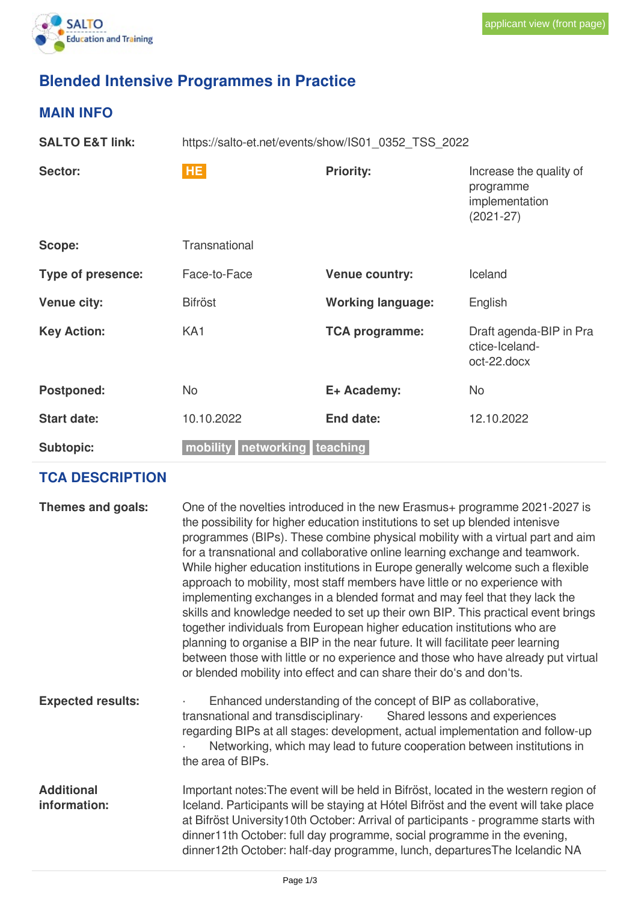applicant view (front page)

# Blended Intensive Programmes in Practice

## MAIN INFO

| | | | |
|---|---|---|---|
| **SALTO E&T link:** | https://salto-et.net/events/show/IS01_0352_TSS_2022 | | |
| **Sector:** | HE | **Priority:** | Increase the quality of programme implementation (2021-27) |
| **Scope:** | Transnational | | |
| **Type of presence:** | Face-to-Face | **Venue country:** | Iceland |
| **Venue city:** | Bifröst | **Working language:** | English |
| **Key Action:** | KA1 | **TCA programme:** | Draft agenda-BIP in Practice-Iceland-oct-22.docx |
| **Postponed:** | No | **E+ Academy:** | No |
| **Start date:** | 10.10.2022 | **End date:** | 12.10.2022 |
| **Subtopic:** | mobility networking teaching | | |

## TCA DESCRIPTION

**Themes and goals:**

One of the novelties introduced in the new Erasmus+ programme 2021-2027 is the possibility for higher education institutions to set up blended intenisve programmes (BIPs). These combine physical mobility with a virtual part and aim for a transnational and collaborative online learning exchange and teamwork. While higher education institutions in Europe generally welcome such a flexible approach to mobility, most staff members have little or no experience with implementing exchanges in a blended format and may feel that they lack the skills and knowledge needed to set up their own BIP. This practical event brings together individuals from European higher education institutions who are planning to organise a BIP in the near future. It will facilitate peer learning between those with little or no experience and those who have already put virtual or blended mobility into effect and can share their do's and don'ts.

**Expected results:**

· Enhanced understanding of the concept of BIP as collaborative, transnational and transdisciplinary· Shared lessons and experiences regarding BIPs at all stages: development, actual implementation and follow-up · Networking, which may lead to future cooperation between institutions in the area of BIPs.

**Additional information:**

Important notes:The event will be held in Bifröst, located in the western region of Iceland. Participants will be staying at Hótel Bifröst and the event will take place at Bifröst University10th October: Arrival of participants - programme starts with dinner11th October: full day programme, social programme in the evening, dinner12th October: half-day programme, lunch, departuresThe Icelandic NA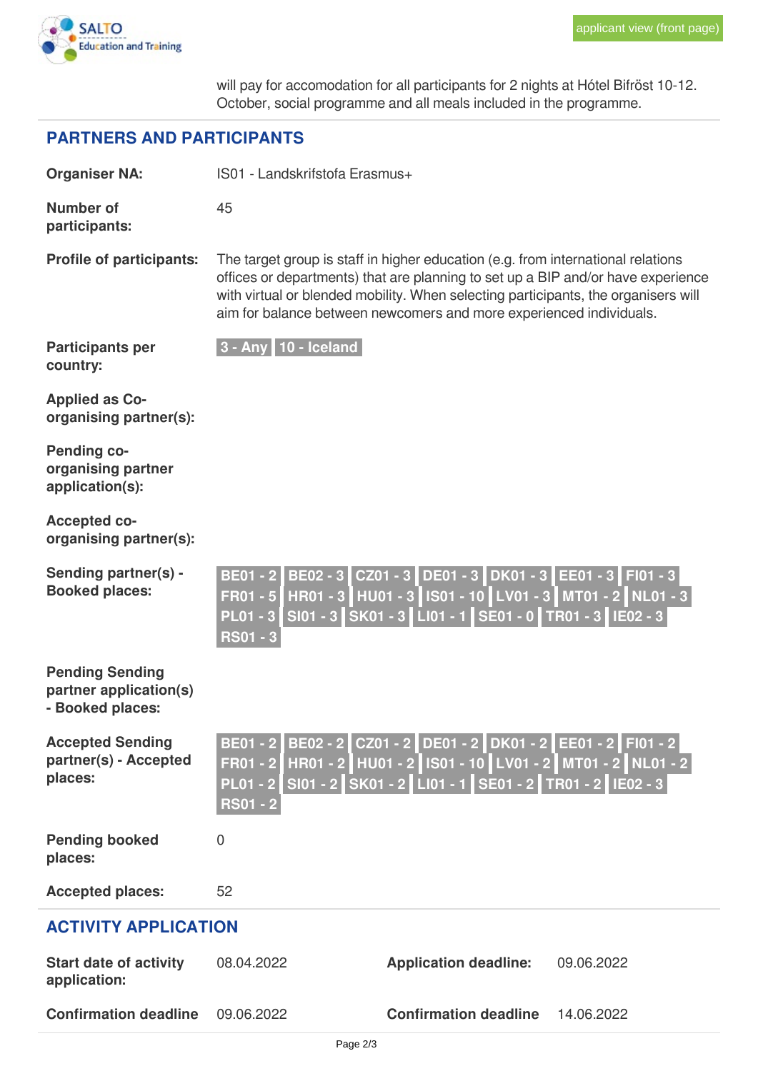will pay for accomodation for all participants for 2 nights at Hótel Bifröst 10-12. October, social programme and all meals included in the programme.

## PARTNERS AND PARTICIPANTS

**Organiser NA:** IS01 - Landskrifstofa Erasmus+

**Number of participants:** 45

**Profile of participants:** The target group is staff in higher education (e.g. from international relations offices or departments) that are planning to set up a BIP and/or have experience with virtual or blended mobility. When selecting participants, the organisers will aim for balance between newcomers and more experienced individuals.

**Participants per country:** 3 - Any | 10 - Iceland

**Applied as Co-organising partner(s):**

**Pending co-organising partner application(s):**

**Accepted co-organising partner(s):**

**Sending partner(s) - Booked places:** BE01 - 2 | BE02 - 3 | CZ01 - 3 | DE01 - 3 | DK01 - 3 | EE01 - 3 | FI01 - 3 | FR01 - 5 | HR01 - 3 | HU01 - 3 | IS01 - 10 | LV01 - 3 | MT01 - 2 | NL01 - 3 | PL01 - 3 | SI01 - 3 | SK01 - 3 | LI01 - 1 | SE01 - 0 | TR01 - 3 | IE02 - 3 | RS01 - 3

**Pending Sending partner application(s) - Booked places:**

**Accepted Sending partner(s) - Accepted places:** BE01 - 2 | BE02 - 2 | CZ01 - 2 | DE01 - 2 | DK01 - 2 | EE01 - 2 | FI01 - 2 | FR01 - 2 | HR01 - 2 | HU01 - 2 | IS01 - 10 | LV01 - 2 | MT01 - 2 | NL01 - 2 | PL01 - 2 | SI01 - 2 | SK01 - 2 | LI01 - 1 | SE01 - 2 | TR01 - 2 | IE02 - 3 | RS01 - 2

**Pending booked places:** 0

**Accepted places:** 52

## ACTIVITY APPLICATION

**Start date of activity application:** 08.04.2022

**Application deadline:** 09.06.2022

**Confirmation deadline** 09.06.2022

**Confirmation deadline** 14.06.2022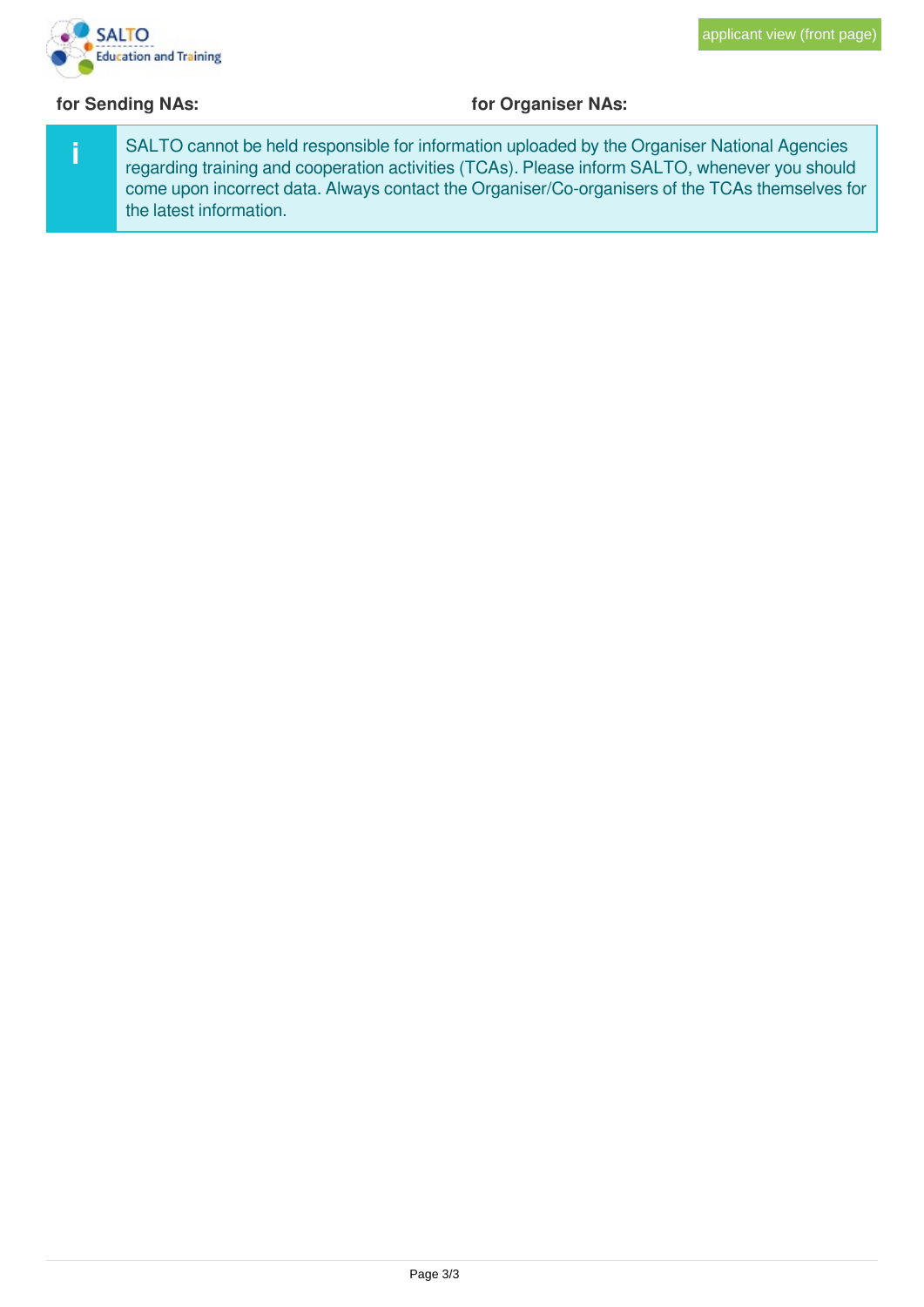**for Sending NAs:**

**for Organiser NAs:**

SALTO cannot be held responsible for information uploaded by the Organiser National Agencies regarding training and cooperation activities (TCAs). Please inform SALTO, whenever you should come upon incorrect data. Always contact the Organiser/Co-organisers of the TCAs themselves for the latest information.